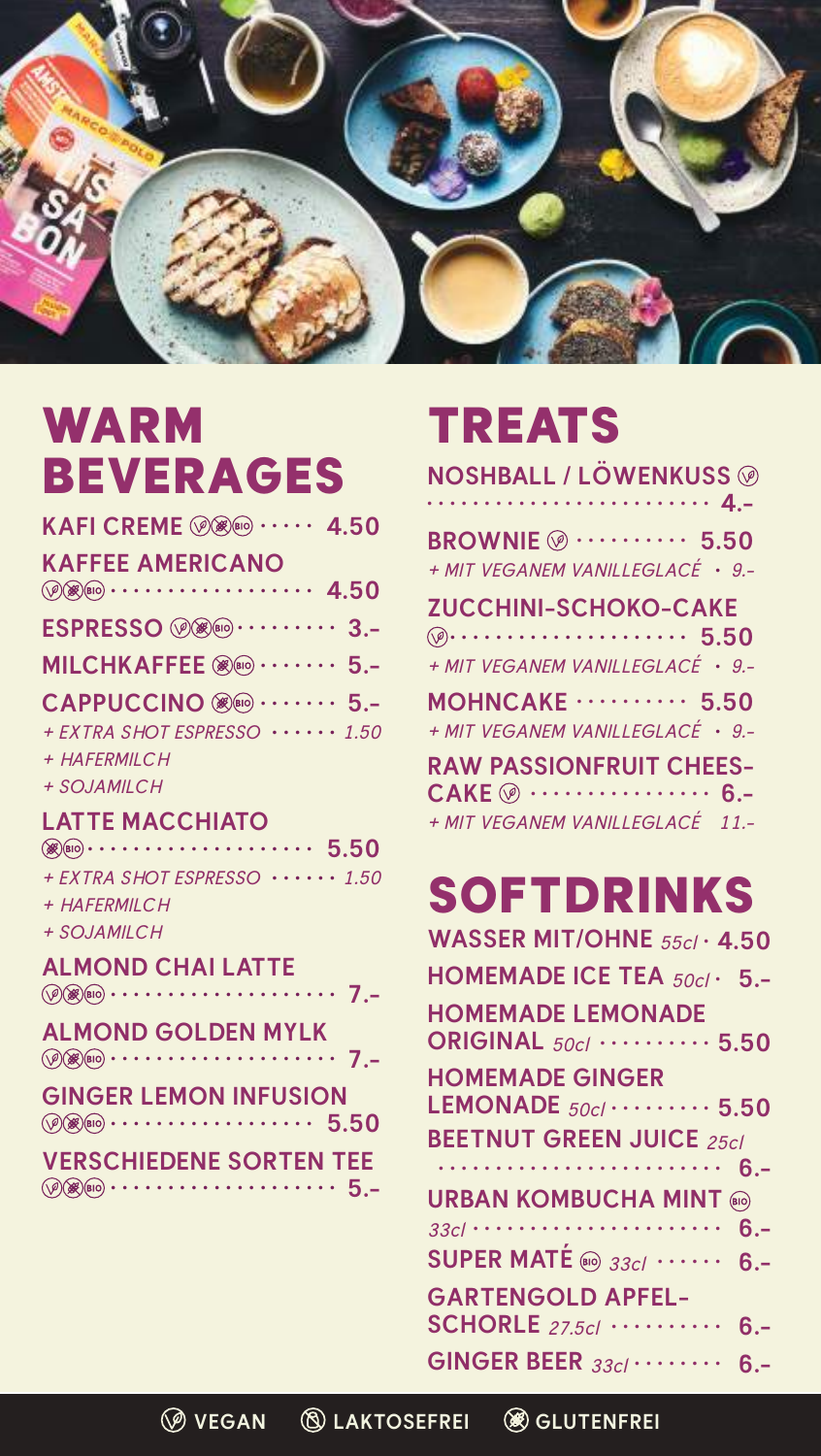## WARM BEVERAGES

**KAFI CREME** (vegan, glutenfrei, BIO) ····· 4.50

**KAFFEE AMERICANO** (vegan, glutenfrei, BIO) ····· 4.50

**ESPRESSO** (vegan, glutenfrei, BIO) ····· 3.-

**MILCHKAFFEE** (glutenfrei, BIO) ····· 5.-

**CAPPUCCINO** (glutenfrei, BIO) ····· 5.-

*+ EXTRA SHOT ESPRESSO ····· 1.50*
*+ HAFERMILCH*
*+ SOJAMILCH*

**LATTE MACCHIATO** (glutenfrei, BIO) ····· 5.50

*+ EXTRA SHOT ESPRESSO ····· 1.50*
*+ HAFERMILCH*
*+ SOJAMILCH*

**ALMOND CHAI LATTE** (vegan, glutenfrei, BIO) ····· 7.-

**ALMOND GOLDEN MYLK** (vegan, glutenfrei, BIO) ····· 7.-

**GINGER LEMON INFUSION** (vegan, glutenfrei, BIO) ····· 5.50

**VERSCHIEDENE SORTEN TEE** (vegan, glutenfrei, BIO) ····· 5.-

## TREATS

**NOSHBALL / LÖWENKUSS** (vegan) ····· 4.-

**BROWNIE** (vegan) ····· 5.50

*+ MIT VEGANEM VANILLEGLACÉ · 9.-*

**ZUCCHINI-SCHOKO-CAKE** (vegan) ····· 5.50

*+ MIT VEGANEM VANILLEGLACÉ · 9.-*

**MOHNCAKE** ····· 5.50

*+ MIT VEGANEM VANILLEGLACÉ · 9.-*

**RAW PASSIONFRUIT CHEESCAKE** (vegan) ····· 6.-

*+ MIT VEGANEM VANILLEGLACÉ 11.-*

## SOFTDRINKS

**WASSER MIT/OHNE** *55cl* · 4.50

**HOMEMADE ICE TEA** *50cl* · 5.-

**HOMEMADE LEMONADE ORIGINAL** *50cl* ····· 5.50

**HOMEMADE GINGER LEMONADE** *50cl* ····· 5.50

**BEETNUT GREEN JUICE** *25cl* ····· 6.-

**URBAN KOMBUCHA MINT** (BIO) *33cl* ····· 6.-

**SUPER MATÉ** (BIO) *33cl* ····· 6.-

**GARTENGOLD APFELSCHORLE** *27.5cl* ····· 6.-

**GINGER BEER** *33cl* ····· 6.-

VEGAN · LAKTOSEFREI · GLUTENFREI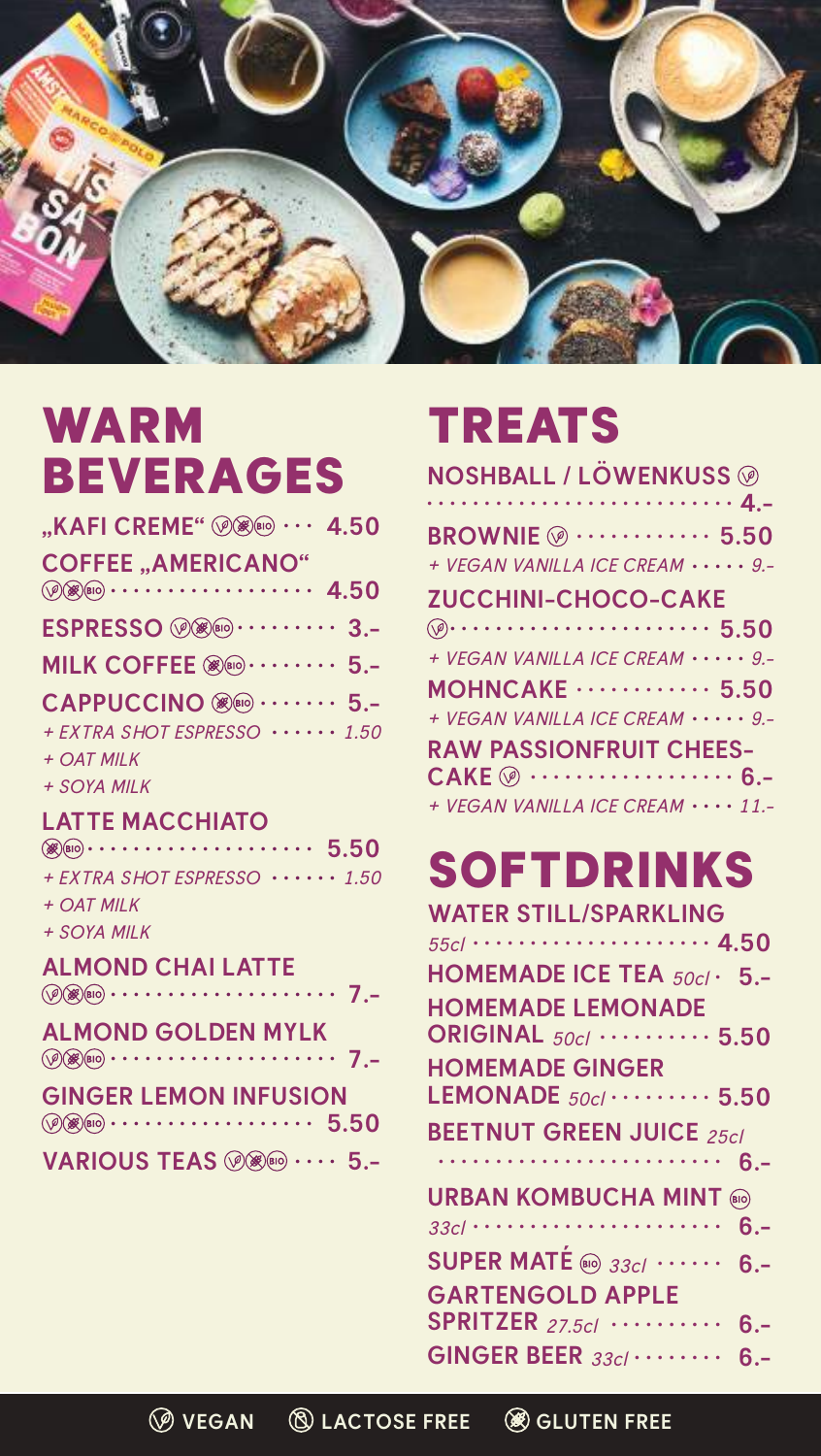# WARM BEVERAGES

**„KAFI CREME"** (vegan, gluten free, bio) ··· 4.50

**COFFEE „AMERICANO"** (vegan, gluten free, bio) ··· 4.50

**ESPRESSO** (vegan, gluten free, bio) ··· 3.-

**MILK COFFEE** (gluten free, bio) ··· 5.-

**CAPPUCCINO** (gluten free, bio) ··· 5.-

*+ EXTRA SHOT ESPRESSO ··· 1.50*

*+ OAT MILK*

*+ SOYA MILK*

**LATTE MACCHIATO** (gluten free, bio) ··· 5.50

*+ EXTRA SHOT ESPRESSO ··· 1.50*

*+ OAT MILK*

*+ SOYA MILK*

**ALMOND CHAI LATTE** (vegan, gluten free, bio) ··· 7.-

**ALMOND GOLDEN MYLK** (vegan, gluten free, bio) ··· 7.-

**GINGER LEMON INFUSION** (vegan, gluten free, bio) ··· 5.50

**VARIOUS TEAS** (vegan, gluten free, bio) ··· 5.-

# TREATS

**NOSHBALL / LÖWENKUSS** (vegan) ··· 4.-

**BROWNIE** (vegan) ··· 5.50

*+ VEGAN VANILLA ICE CREAM ··· 9.-*

**ZUCCHINI-CHOCO-CAKE** (vegan) ··· 5.50

*+ VEGAN VANILLA ICE CREAM ··· 9.-*

**MOHNCAKE** ··· 5.50

*+ VEGAN VANILLA ICE CREAM ··· 9.-*

**RAW PASSIONFRUIT CHEES-CAKE** (vegan) ··· 6.-

*+ VEGAN VANILLA ICE CREAM ··· 11.-*

# SOFTDRINKS

**WATER STILL/SPARKLING** *55cl* ··· 4.50

**HOMEMADE ICE TEA** *50cl* ··· 5.-

**HOMEMADE LEMONADE ORIGINAL** *50cl* ··· 5.50

**HOMEMADE GINGER LEMONADE** *50cl* ··· 5.50

**BEETNUT GREEN JUICE** *25cl* ··· 6.-

**URBAN KOMBUCHA MINT** (bio) *33cl* ··· 6.-

**SUPER MATÉ** (bio) *33cl* ··· 6.-

**GARTENGOLD APPLE SPRITZER** *27.5cl* ··· 6.-

**GINGER BEER** *33cl* ··· 6.-

VEGAN · LACTOSE FREE · GLUTEN FREE